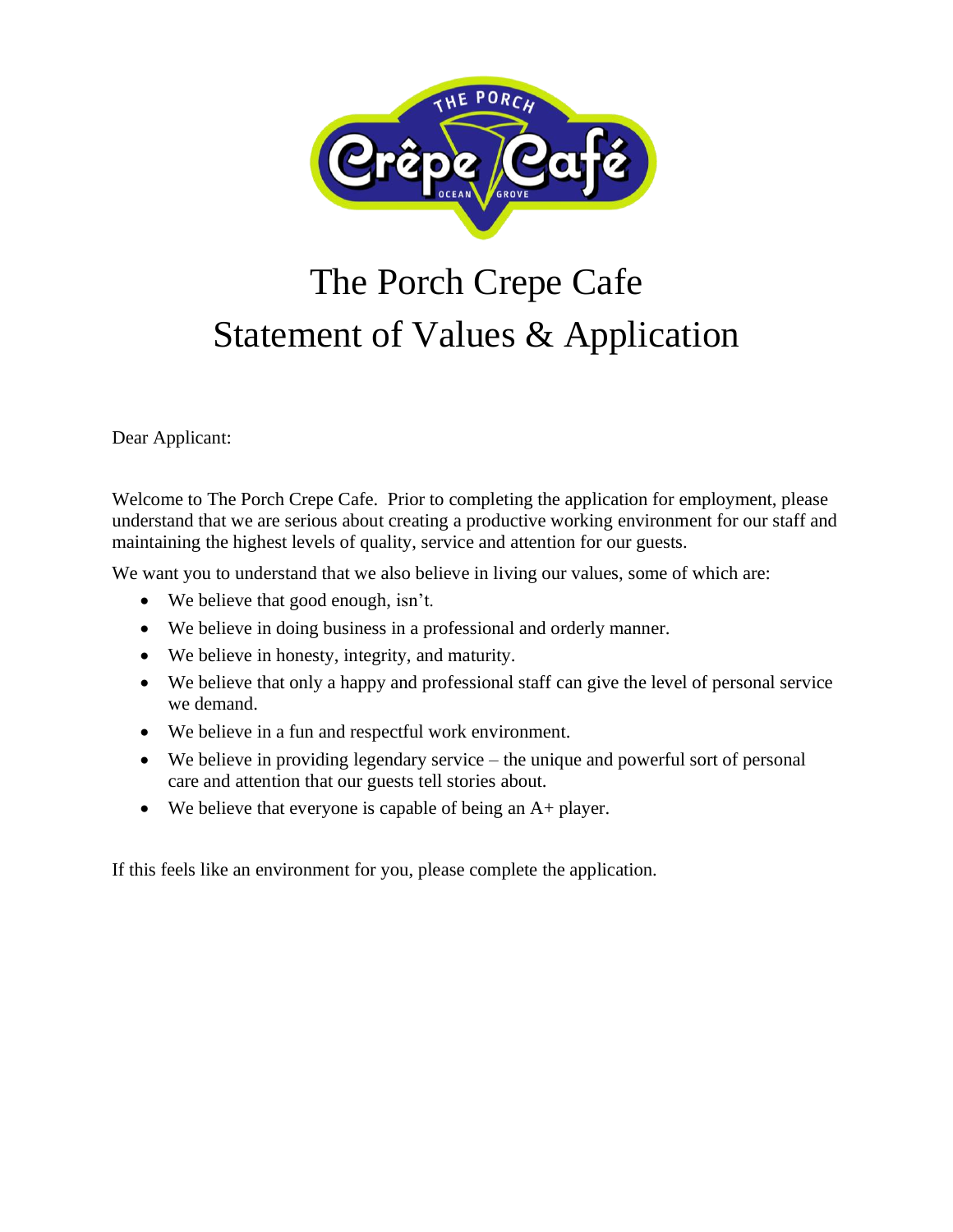# The Porch Crepe Cafe
# Statement of Values & Application

Dear Applicant:

Welcome to The Porch Crepe Cafe. Prior to completing the application for employment, please understand that we are serious about creating a productive working environment for our staff and maintaining the highest levels of quality, service and attention for our guests.

We want you to understand that we also believe in living our values, some of which are:

- We believe that good enough, isn't.
- We believe in doing business in a professional and orderly manner.
- We believe in honesty, integrity, and maturity.
- We believe that only a happy and professional staff can give the level of personal service we demand.
- We believe in a fun and respectful work environment.
- We believe in providing legendary service – the unique and powerful sort of personal care and attention that our guests tell stories about.
- We believe that everyone is capable of being an A+ player.

If this feels like an environment for you, please complete the application.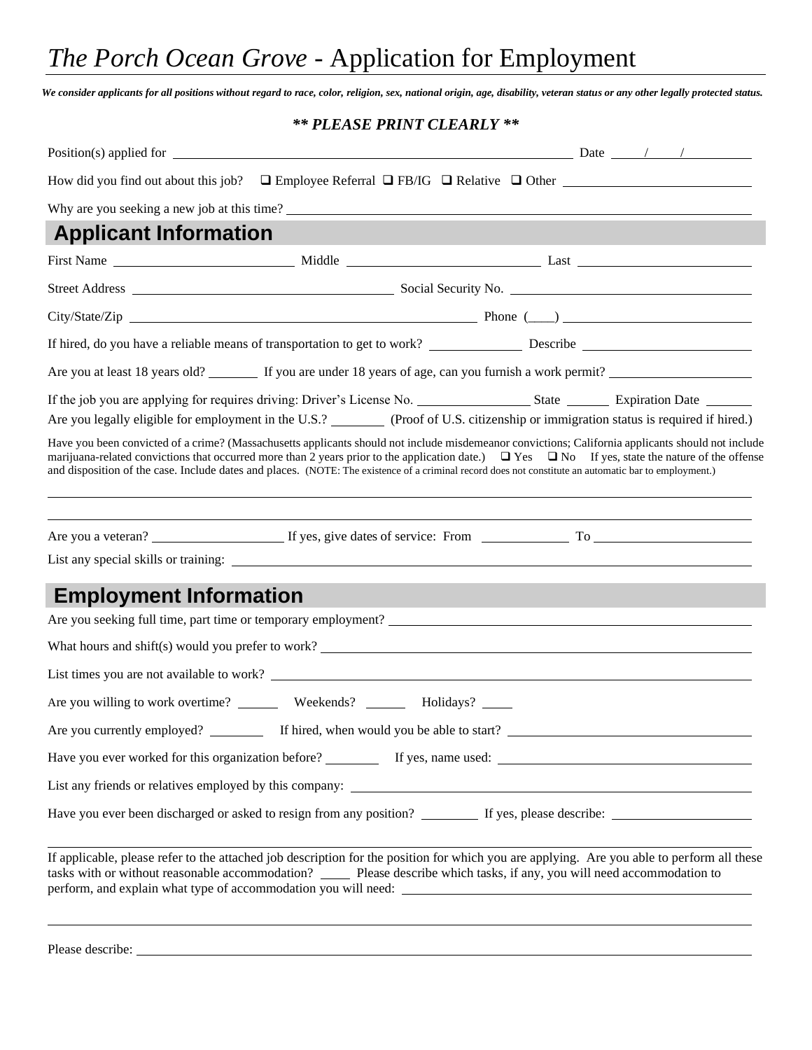# *The Porch Ocean Grove* - Application for Employment

***We consider applicants for all positions without regard to race, color, religion, sex, national origin, age, disability, veteran status or any other legally protected status.***

***\*\* PLEASE PRINT CLEARLY \*\****

Position(s) applied for ______________________________ Date ____/____/________

How did you find out about this job? ❑ Employee Referral ❑ FB/IG ❑ Relative ❑ Other ______________

Why are you seeking a new job at this time? ______________________________

## Applicant Information

First Name ______________ Middle ______________ Last ______________

Street Address ______________________ Social Security No. ______________________

City/State/Zip ______________________________ Phone (____) ______________

If hired, do you have a reliable means of transportation to get to work? ________ Describe ______________

Are you at least 18 years old? ______ If you are under 18 years of age, can you furnish a work permit? ______________

If the job you are applying for requires driving: Driver's License No. __________ State ______ Expiration Date ______

Are you legally eligible for employment in the U.S.? ______ (Proof of U.S. citizenship or immigration status is required if hired.)

Have you been convicted of a crime? (Massachusetts applicants should not include misdemeanor convictions; California applicants should not include marijuana-related convictions that occurred more than 2 years prior to the application date.) ❑ Yes ❑ No If yes, state the nature of the offense and disposition of the case. Include dates and places. (NOTE: The existence of a criminal record does not constitute an automatic bar to employment.)

______________________________________________________________

______________________________________________________________

Are you a veteran? ______________ If yes, give dates of service: From __________ To ______________

List any special skills or training: ______________________________

## Employment Information

Are you seeking full time, part time or temporary employment? ______________________________

What hours and shift(s) would you prefer to work? ______________________________

List times you are not available to work? ______________________________

Are you willing to work overtime? ______ Weekends? ______ Holidays? ____

Are you currently employed? ______ If hired, when would you be able to start? ______________________

Have you ever worked for this organization before? ______ If yes, name used: ______________________

List any friends or relatives employed by this company: ______________________________

Have you ever been discharged or asked to resign from any position? ______ If yes, please describe: ______________

______________________________________________________________

If applicable, please refer to the attached job description for the position for which you are applying. Are you able to perform all these tasks with or without reasonable accommodation? ____ Please describe which tasks, if any, you will need accommodation to perform, and explain what type of accommodation you will need: ______________________________

______________________________________________________________

Please describe: ______________________________________________________________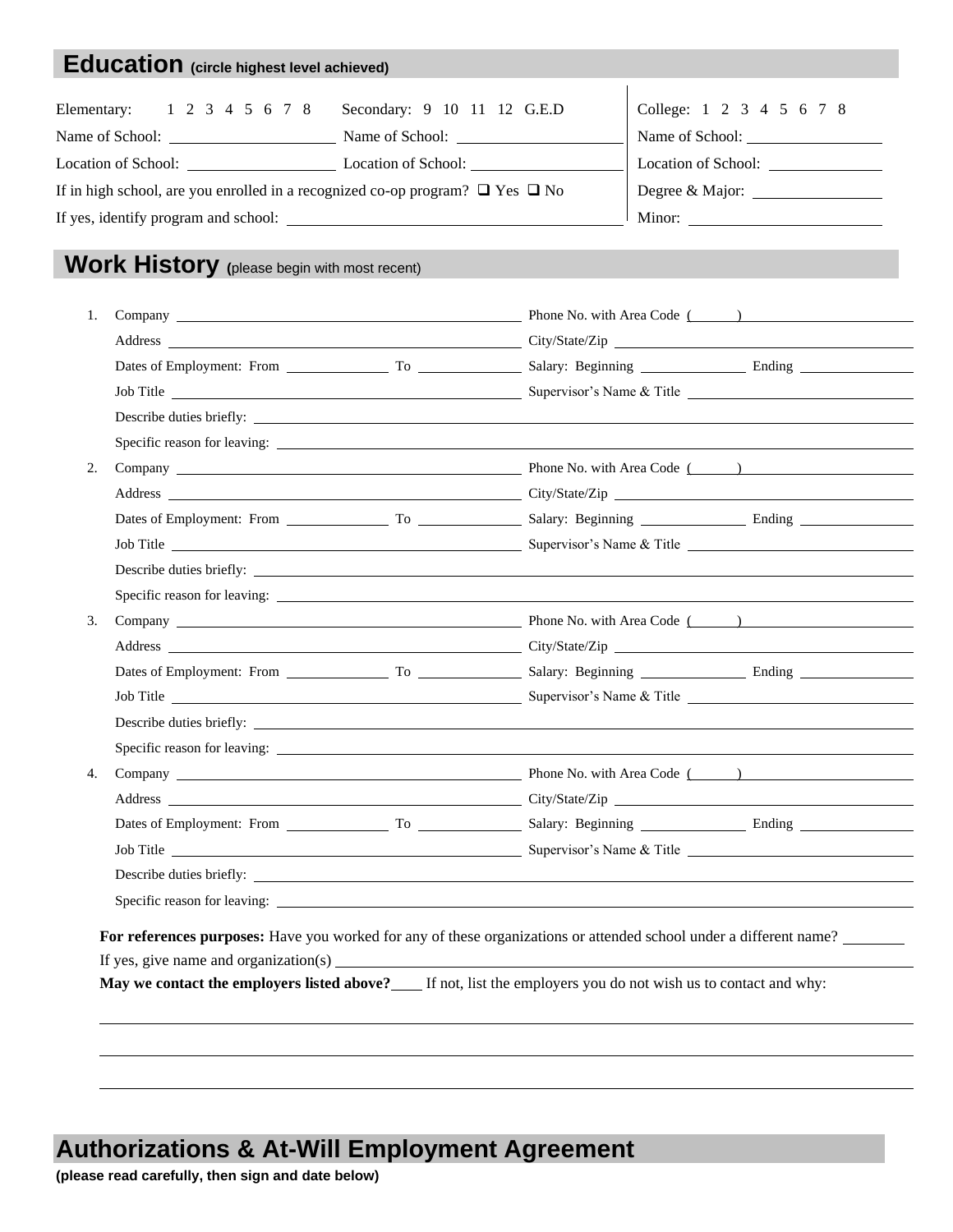## Education (circle highest level achieved)

Elementary: 1 2 3 4 5 6 7 8 Secondary: 9 10 11 12 G.E.D

Name of School: ____________________ Name of School: ____________________

Location of School: ____________________ Location of School: ____________________

If in high school, are you enrolled in a recognized co-op program? ☐ Yes ☐ No

If yes, identify program and school: ________________________________________

College: 1 2 3 4 5 6 7 8

Name of School: ____________________

Location of School: ____________________

Degree & Major: ____________________

Minor: ____________________

## Work History (please begin with most recent)

1. Company ______________________________ Phone No. with Area Code ( ) ____________
   Address ______________________________ City/State/Zip ______________________________
   Dates of Employment: From ____________ To ____________ Salary: Beginning ____________ Ending ____________
   Job Title ______________________________ Supervisor's Name & Title ______________________________
   Describe duties briefly: ______________________________________________________________
   Specific reason for leaving: ______________________________________________________________

2. Company ______________________________ Phone No. with Area Code ( ) ____________
   Address ______________________________ City/State/Zip ______________________________
   Dates of Employment: From ____________ To ____________ Salary: Beginning ____________ Ending ____________
   Job Title ______________________________ Supervisor's Name & Title ______________________________
   Describe duties briefly: ______________________________________________________________
   Specific reason for leaving: ______________________________________________________________

3. Company ______________________________ Phone No. with Area Code ( ) ____________
   Address ______________________________ City/State/Zip ______________________________
   Dates of Employment: From ____________ To ____________ Salary: Beginning ____________ Ending ____________
   Job Title ______________________________ Supervisor's Name & Title ______________________________
   Describe duties briefly: ______________________________________________________________
   Specific reason for leaving: ______________________________________________________________

4. Company ______________________________ Phone No. with Area Code ( ) ____________
   Address ______________________________ City/State/Zip ______________________________
   Dates of Employment: From ____________ To ____________ Salary: Beginning ____________ Ending ____________
   Job Title ______________________________ Supervisor's Name & Title ______________________________
   Describe duties briefly: ______________________________________________________________
   Specific reason for leaving: ______________________________________________________________

**For references purposes:** Have you worked for any of these organizations or attended school under a different name? ________

If yes, give name and organization(s) ______________________________________________________________

**May we contact the employers listed above?**____ If not, list the employers you do not wish us to contact and why:

______________________________________________________________

______________________________________________________________

______________________________________________________________

## Authorizations & At-Will Employment Agreement

**(please read carefully, then sign and date below)**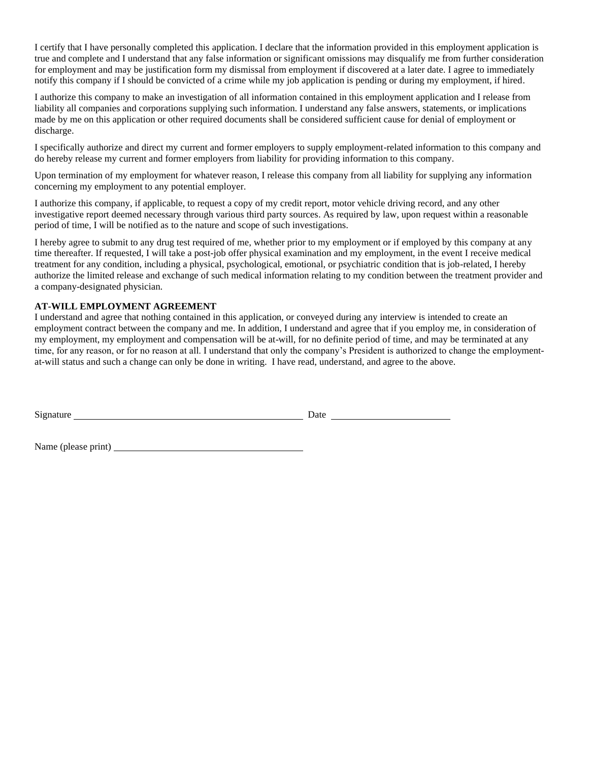I certify that I have personally completed this application. I declare that the information provided in this employment application is true and complete and I understand that any false information or significant omissions may disqualify me from further consideration for employment and may be justification form my dismissal from employment if discovered at a later date. I agree to immediately notify this company if I should be convicted of a crime while my job application is pending or during my employment, if hired.

I authorize this company to make an investigation of all information contained in this employment application and I release from liability all companies and corporations supplying such information. I understand any false answers, statements, or implications made by me on this application or other required documents shall be considered sufficient cause for denial of employment or discharge.

I specifically authorize and direct my current and former employers to supply employment-related information to this company and do hereby release my current and former employers from liability for providing information to this company.

Upon termination of my employment for whatever reason, I release this company from all liability for supplying any information concerning my employment to any potential employer.

I authorize this company, if applicable, to request a copy of my credit report, motor vehicle driving record, and any other investigative report deemed necessary through various third party sources. As required by law, upon request within a reasonable period of time, I will be notified as to the nature and scope of such investigations.

I hereby agree to submit to any drug test required of me, whether prior to my employment or if employed by this company at any time thereafter. If requested, I will take a post-job offer physical examination and my employment, in the event I receive medical treatment for any condition, including a physical, psychological, emotional, or psychiatric condition that is job-related, I hereby authorize the limited release and exchange of such medical information relating to my condition between the treatment provider and a company-designated physician.

**AT-WILL EMPLOYMENT AGREEMENT**

I understand and agree that nothing contained in this application, or conveyed during any interview is intended to create an employment contract between the company and me. In addition, I understand and agree that if you employ me, in consideration of my employment, my employment and compensation will be at-will, for no definite period of time, and may be terminated at any time, for any reason, or for no reason at all. I understand that only the company's President is authorized to change the employment-at-will status and such a change can only be done in writing. I have read, understand, and agree to the above.

Signature ______________________________ Date ____________________

Name (please print) ______________________________